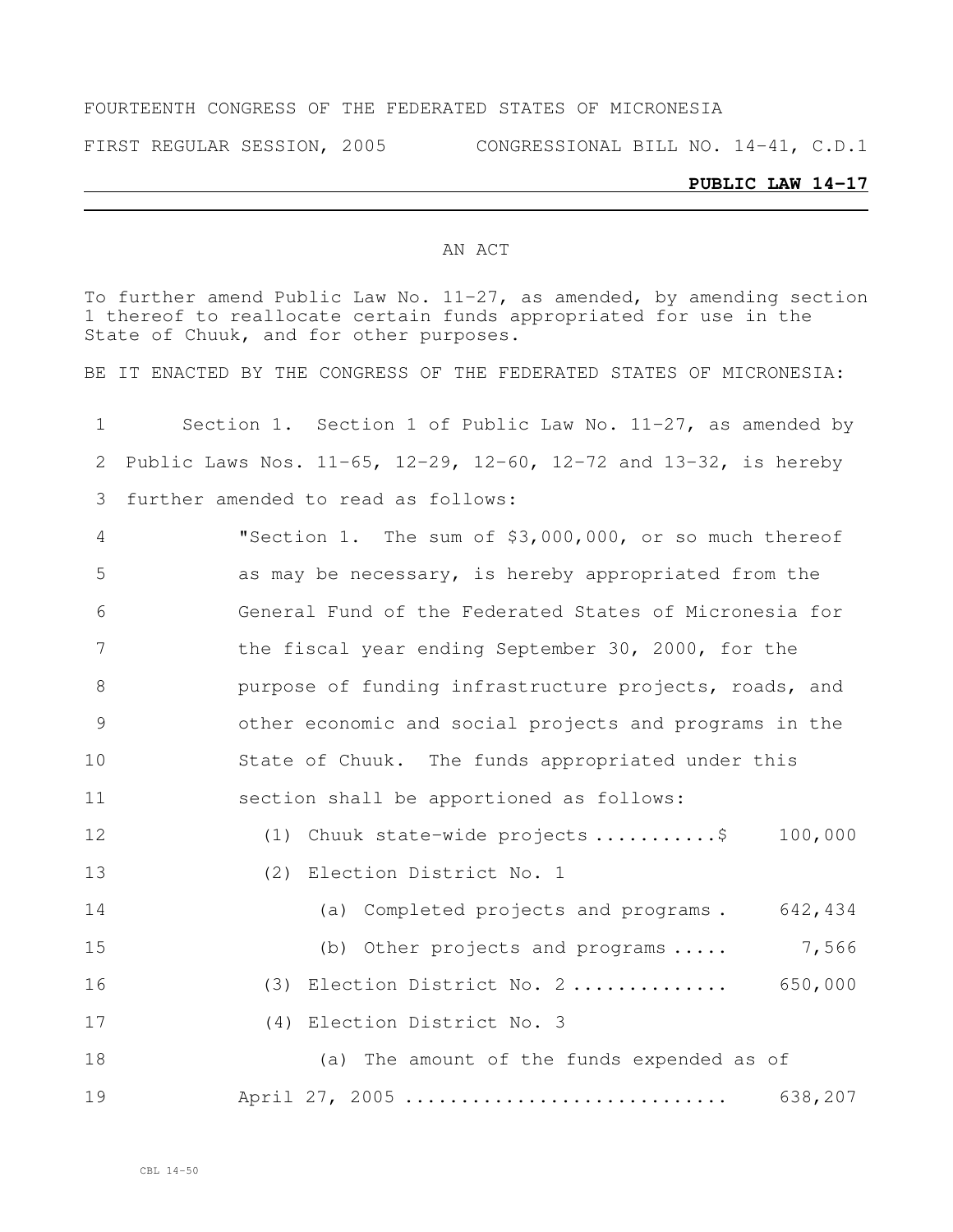FOURTEENTH CONGRESS OF THE FEDERATED STATES OF MICRONESIA

FIRST REGULAR SESSION, 2005 CONGRESSIONAL BILL NO. 14-41, C.D.1

**PUBLIC LAW 14-17**

AN ACT

To further amend Public Law No. 11-27, as amended, by amending section 1 thereof to reallocate certain funds appropriated for use in the State of Chuuk, and for other purposes.

BE IT ENACTED BY THE CONGRESS OF THE FEDERATED STATES OF MICRONESIA:

1 Section 1. Section 1 of Public Law No. 11-27, as amended by
2 Public Laws Nos. 11-65, 12-29, 12-60, 12-72 and 13-32, is hereby
3 further amended to read as follows:

4 "Section 1. The sum of $3,000,000, or so much thereof
5 as may be necessary, is hereby appropriated from the
6 General Fund of the Federated States of Micronesia for
7 the fiscal year ending September 30, 2000, for the
8 purpose of funding infrastructure projects, roads, and
9 other economic and social projects and programs in the
10 State of Chuuk. The funds appropriated under this
11 section shall be apportioned as follows:

12 (1) Chuuk state-wide projects ...........$ 100,000
13 (2) Election District No. 1
14 (a) Completed projects and programs . 642,434
15 (b) Other projects and programs ..... 7,566
16 (3) Election District No. 2 .............. 650,000
17 (4) Election District No. 3
18 (a) The amount of the funds expended as of
19 April 27, 2005 ............................ 638,207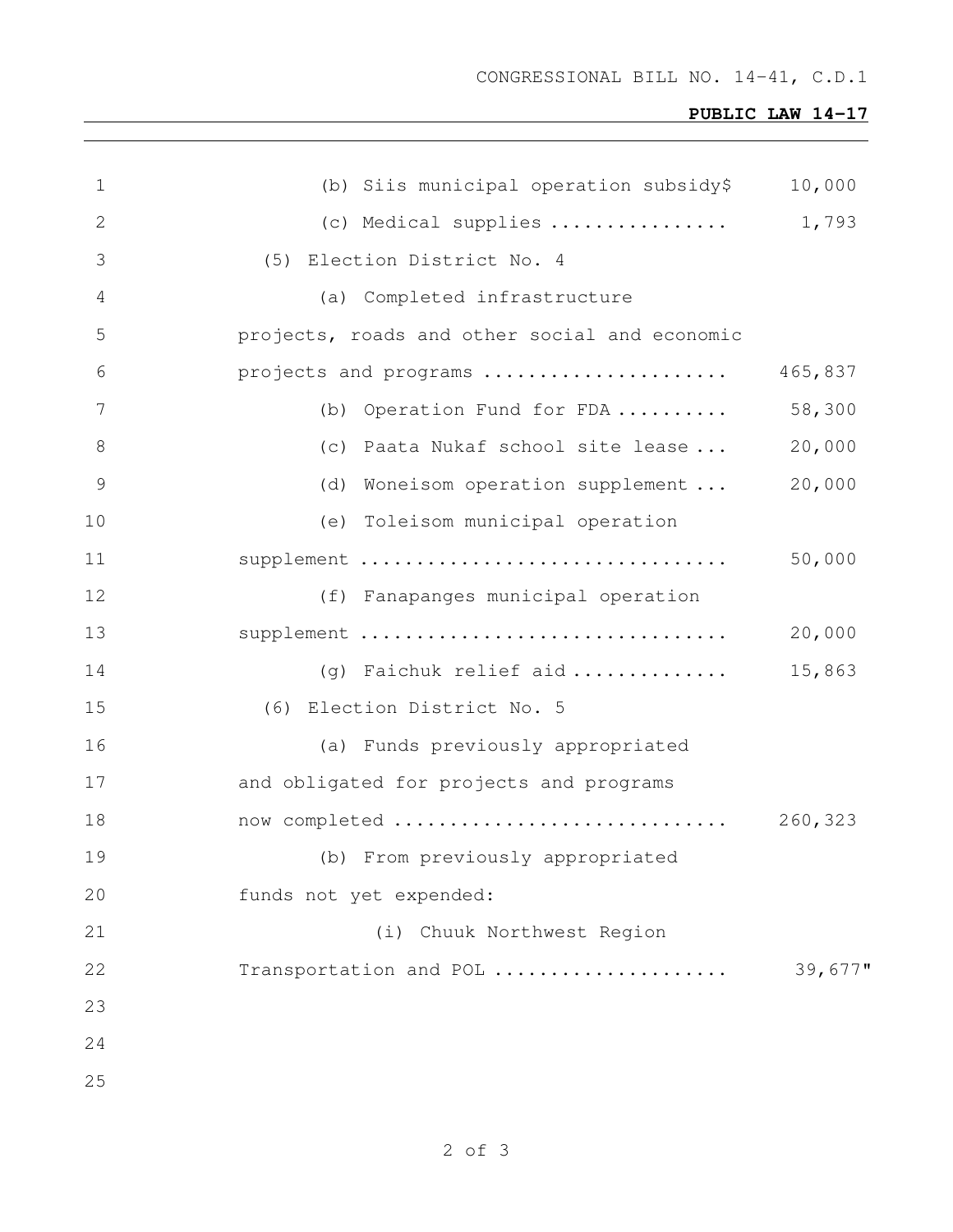(b) Siis municipal operation subsidy$ 10,000

(c) Medical supplies ................ 1,793

(5) Election District No. 4

(a) Completed infrastructure projects, roads and other social and economic projects and programs ...................... 465,837

(b) Operation Fund for FDA .......... 58,300

(c) Paata Nukaf school site lease ... 20,000

(d) Woneisom operation supplement ... 20,000

(e) Toleisom municipal operation supplement ................................ 50,000

(f) Fanapanges municipal operation supplement ................................ 20,000

(g) Faichuk relief aid .............. 15,863

(6) Election District No. 5

(a) Funds previously appropriated and obligated for projects and programs now completed ............................ 260,323

(b) From previously appropriated funds not yet expended:

(i) Chuuk Northwest Region Transportation and POL ..................... 39,677"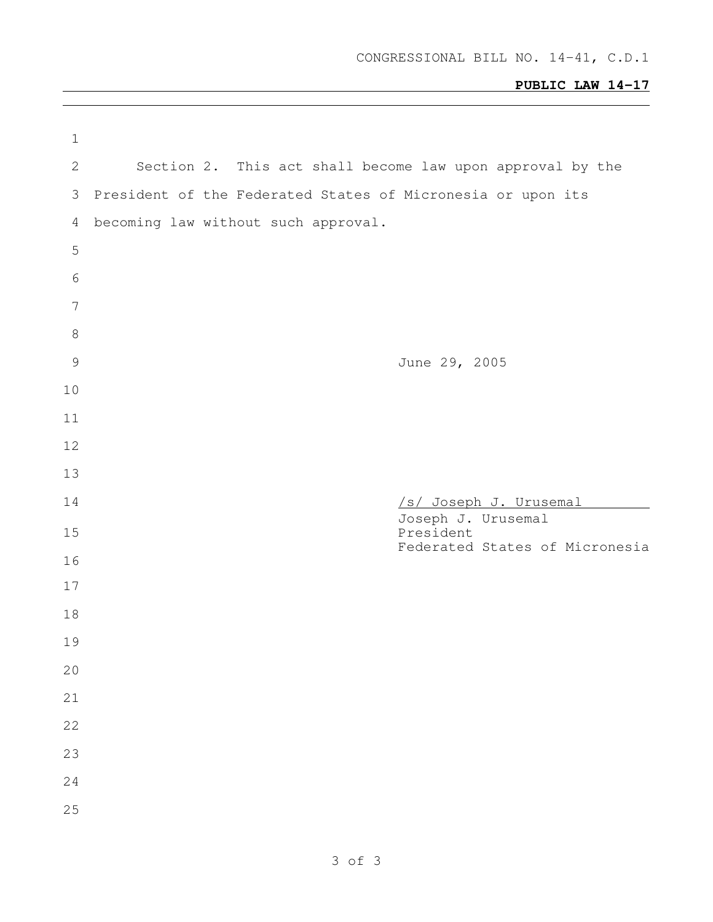Section 2. This act shall become law upon approval by the President of the Federated States of Micronesia or upon its becoming law without such approval.

June 29, 2005

/s/ Joseph J. Urusemal

Joseph J. Urusemal
President
Federated States of Micronesia